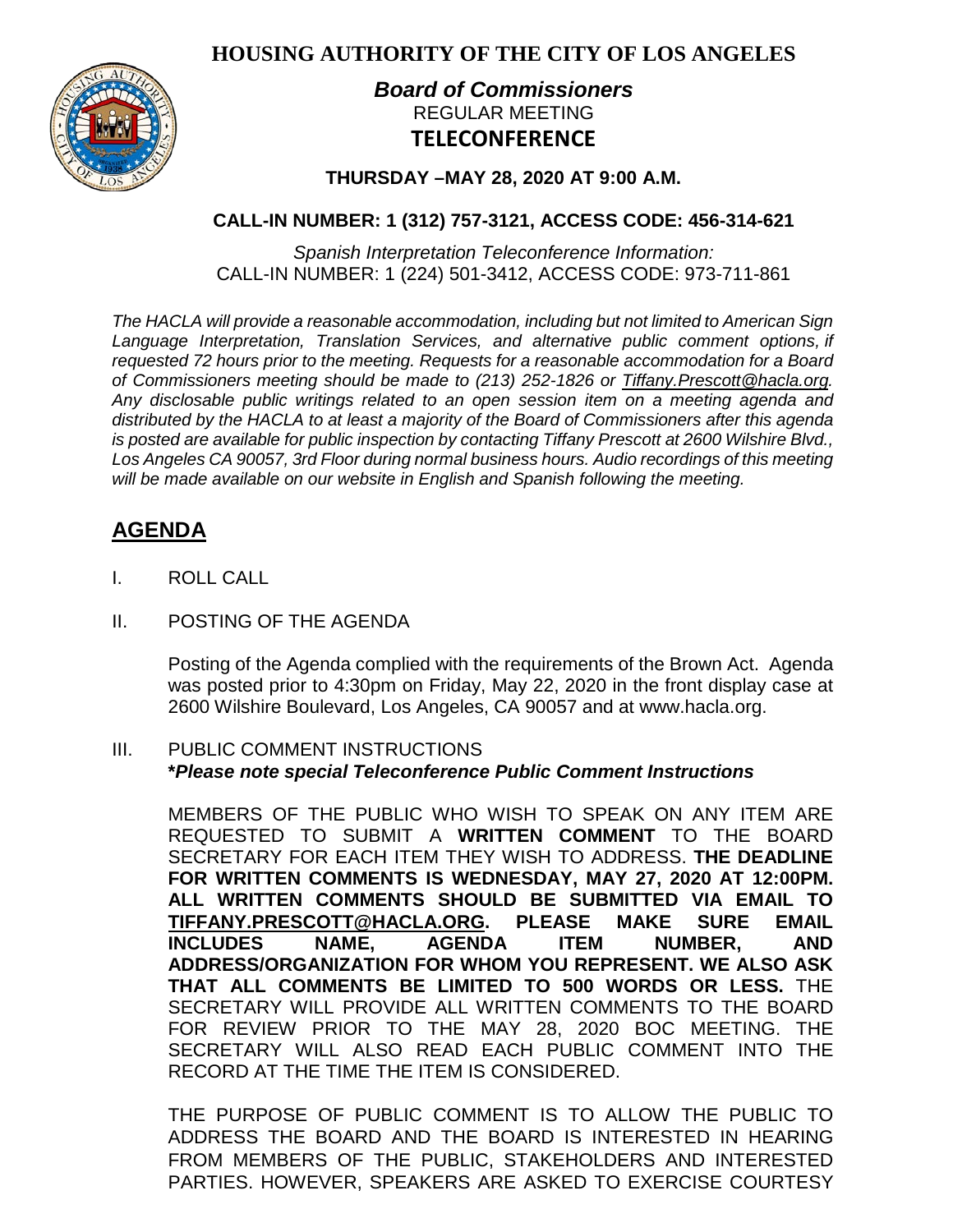# HOUSING AUTHORITY OF THE CITY OF LOS ANGELES

***Board of Commissioners***

REGULAR MEETING

**TELECONFERENCE**

**THURSDAY –MAY 28, 2020 AT 9:00 A.M.**

**CALL-IN NUMBER: 1 (312) 757-3121, ACCESS CODE: 456-314-621**

*Spanish Interpretation Teleconference Information:*
CALL-IN NUMBER: 1 (224) 501-3412, ACCESS CODE: 973-711-861

*The HACLA will provide a reasonable accommodation, including but not limited to American Sign Language Interpretation, Translation Services, and alternative public comment options, if requested 72 hours prior to the meeting. Requests for a reasonable accommodation for a Board of Commissioners meeting should be made to (213) 252-1826 or Tiffany.Prescott@hacla.org. Any disclosable public writings related to an open session item on a meeting agenda and distributed by the HACLA to at least a majority of the Board of Commissioners after this agenda is posted are available for public inspection by contacting Tiffany Prescott at 2600 Wilshire Blvd., Los Angeles CA 90057, 3rd Floor during normal business hours. Audio recordings of this meeting will be made available on our website in English and Spanish following the meeting.*

## AGENDA

I. ROLL CALL

II. POSTING OF THE AGENDA

Posting of the Agenda complied with the requirements of the Brown Act. Agenda was posted prior to 4:30pm on Friday, May 22, 2020 in the front display case at 2600 Wilshire Boulevard, Los Angeles, CA 90057 and at www.hacla.org.

III. PUBLIC COMMENT INSTRUCTIONS
***Please note special Teleconference Public Comment Instructions**

MEMBERS OF THE PUBLIC WHO WISH TO SPEAK ON ANY ITEM ARE REQUESTED TO SUBMIT A **WRITTEN COMMENT** TO THE BOARD SECRETARY FOR EACH ITEM THEY WISH TO ADDRESS. **THE DEADLINE FOR WRITTEN COMMENTS IS WEDNESDAY, MAY 27, 2020 AT 12:00PM. ALL WRITTEN COMMENTS SHOULD BE SUBMITTED VIA EMAIL TO TIFFANY.PRESCOTT@HACLA.ORG. PLEASE MAKE SURE EMAIL INCLUDES NAME, AGENDA ITEM NUMBER, AND ADDRESS/ORGANIZATION FOR WHOM YOU REPRESENT. WE ALSO ASK THAT ALL COMMENTS BE LIMITED TO 500 WORDS OR LESS.** THE SECRETARY WILL PROVIDE ALL WRITTEN COMMENTS TO THE BOARD FOR REVIEW PRIOR TO THE MAY 28, 2020 BOC MEETING. THE SECRETARY WILL ALSO READ EACH PUBLIC COMMENT INTO THE RECORD AT THE TIME THE ITEM IS CONSIDERED.

THE PURPOSE OF PUBLIC COMMENT IS TO ALLOW THE PUBLIC TO ADDRESS THE BOARD AND THE BOARD IS INTERESTED IN HEARING FROM MEMBERS OF THE PUBLIC, STAKEHOLDERS AND INTERESTED PARTIES. HOWEVER, SPEAKERS ARE ASKED TO EXERCISE COURTESY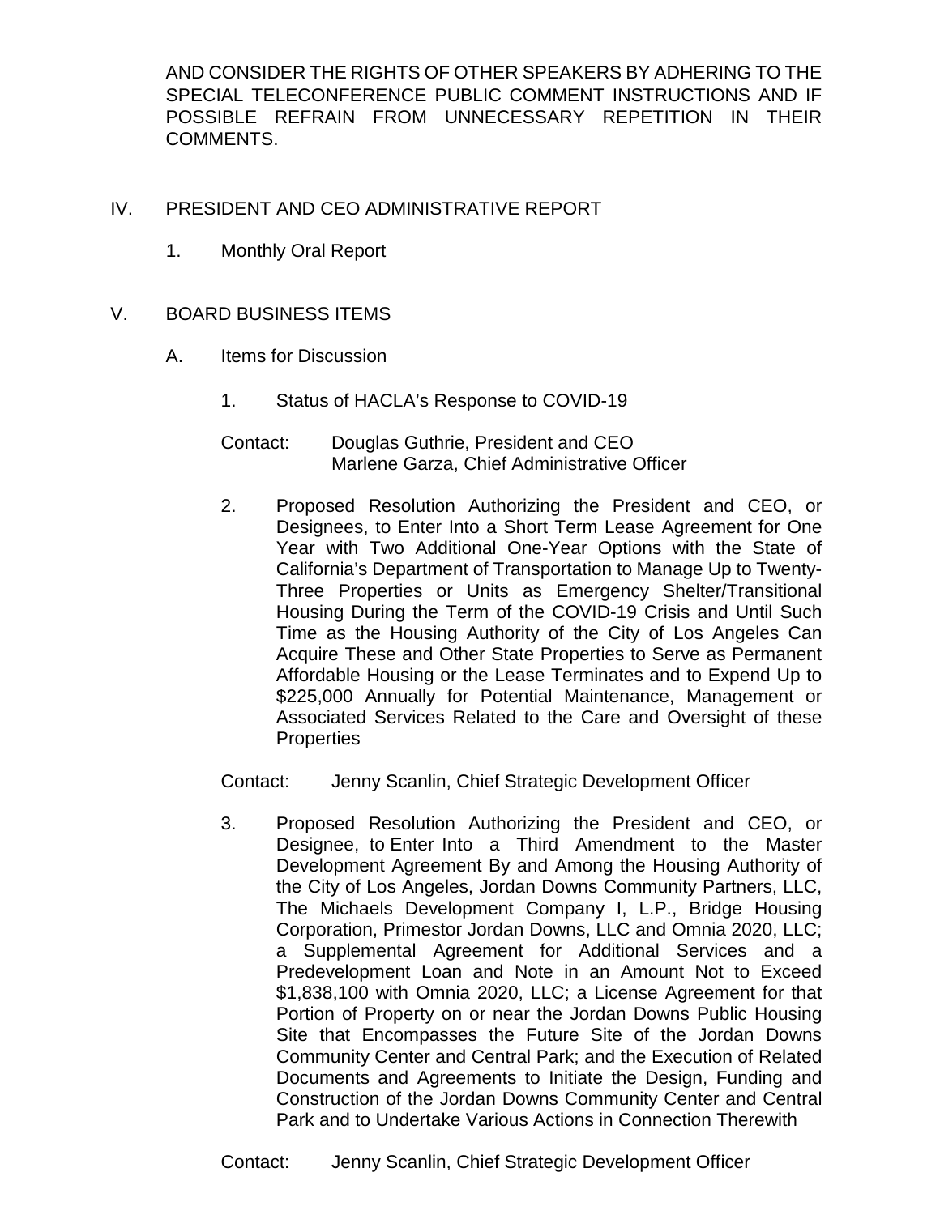AND CONSIDER THE RIGHTS OF OTHER SPEAKERS BY ADHERING TO THE SPECIAL TELECONFERENCE PUBLIC COMMENT INSTRUCTIONS AND IF POSSIBLE REFRAIN FROM UNNECESSARY REPETITION IN THEIR COMMENTS.

IV. PRESIDENT AND CEO ADMINISTRATIVE REPORT

1. Monthly Oral Report

V. BOARD BUSINESS ITEMS

A. Items for Discussion

1. Status of HACLA's Response to COVID-19

Contact: Douglas Guthrie, President and CEO
Marlene Garza, Chief Administrative Officer

2. Proposed Resolution Authorizing the President and CEO, or Designees, to Enter Into a Short Term Lease Agreement for One Year with Two Additional One-Year Options with the State of California's Department of Transportation to Manage Up to Twenty-Three Properties or Units as Emergency Shelter/Transitional Housing During the Term of the COVID-19 Crisis and Until Such Time as the Housing Authority of the City of Los Angeles Can Acquire These and Other State Properties to Serve as Permanent Affordable Housing or the Lease Terminates and to Expend Up to $225,000 Annually for Potential Maintenance, Management or Associated Services Related to the Care and Oversight of these Properties

Contact: Jenny Scanlin, Chief Strategic Development Officer

3. Proposed Resolution Authorizing the President and CEO, or Designee, to Enter Into a Third Amendment to the Master Development Agreement By and Among the Housing Authority of the City of Los Angeles, Jordan Downs Community Partners, LLC, The Michaels Development Company I, L.P., Bridge Housing Corporation, Primestor Jordan Downs, LLC and Omnia 2020, LLC; a Supplemental Agreement for Additional Services and a Predevelopment Loan and Note in an Amount Not to Exceed $1,838,100 with Omnia 2020, LLC; a License Agreement for that Portion of Property on or near the Jordan Downs Public Housing Site that Encompasses the Future Site of the Jordan Downs Community Center and Central Park; and the Execution of Related Documents and Agreements to Initiate the Design, Funding and Construction of the Jordan Downs Community Center and Central Park and to Undertake Various Actions in Connection Therewith

Contact: Jenny Scanlin, Chief Strategic Development Officer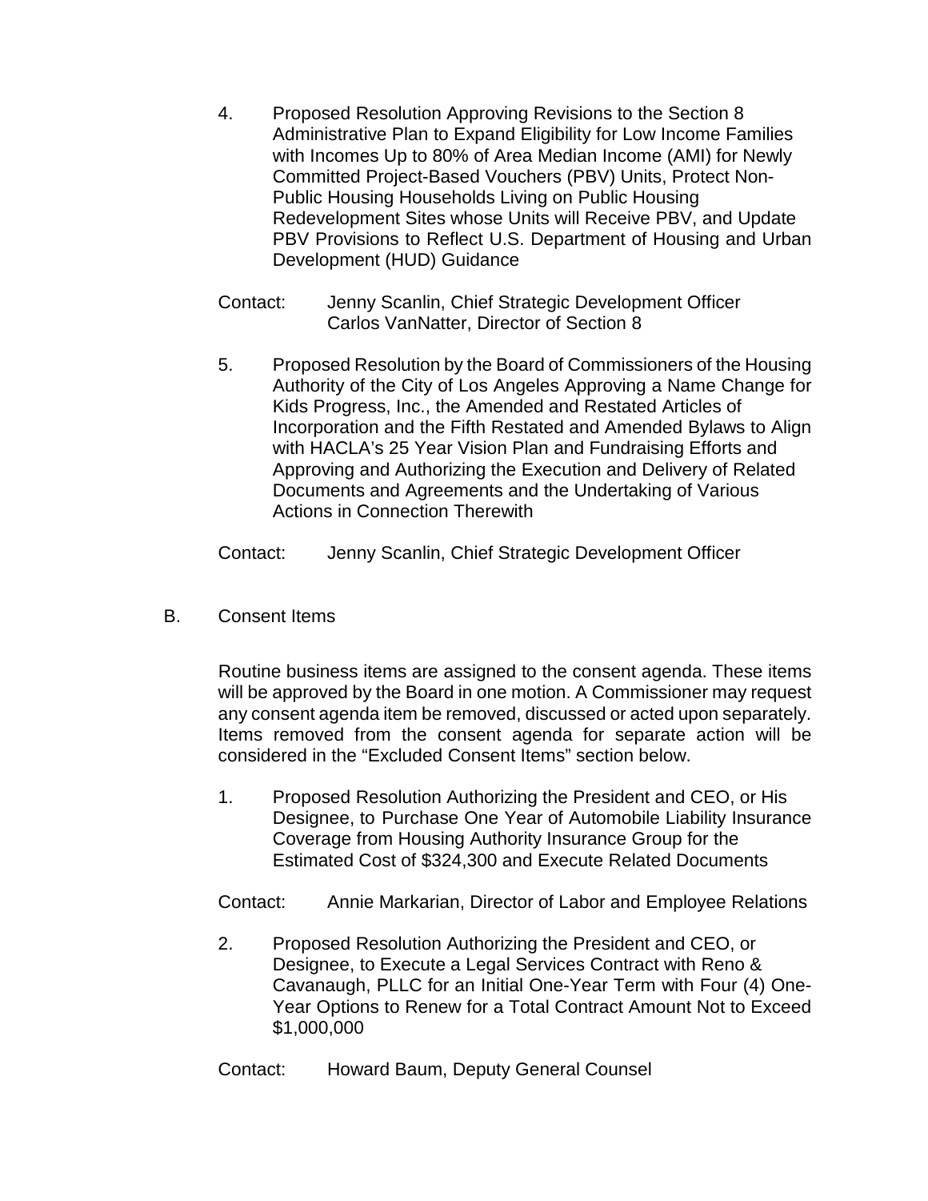4. Proposed Resolution Approving Revisions to the Section 8 Administrative Plan to Expand Eligibility for Low Income Families with Incomes Up to 80% of Area Median Income (AMI) for Newly Committed Project-Based Vouchers (PBV) Units, Protect Non-Public Housing Households Living on Public Housing Redevelopment Sites whose Units will Receive PBV, and Update PBV Provisions to Reflect U.S. Department of Housing and Urban Development (HUD) Guidance

   Contact: Jenny Scanlin, Chief Strategic Development Officer
   Carlos VanNatter, Director of Section 8

5. Proposed Resolution by the Board of Commissioners of the Housing Authority of the City of Los Angeles Approving a Name Change for Kids Progress, Inc., the Amended and Restated Articles of Incorporation and the Fifth Restated and Amended Bylaws to Align with HACLA's 25 Year Vision Plan and Fundraising Efforts and Approving and Authorizing the Execution and Delivery of Related Documents and Agreements and the Undertaking of Various Actions in Connection Therewith

   Contact: Jenny Scanlin, Chief Strategic Development Officer

## B. Consent Items

Routine business items are assigned to the consent agenda. These items will be approved by the Board in one motion. A Commissioner may request any consent agenda item be removed, discussed or acted upon separately. Items removed from the consent agenda for separate action will be considered in the "Excluded Consent Items" section below.

1. Proposed Resolution Authorizing the President and CEO, or His Designee, to Purchase One Year of Automobile Liability Insurance Coverage from Housing Authority Insurance Group for the Estimated Cost of $324,300 and Execute Related Documents

   Contact: Annie Markarian, Director of Labor and Employee Relations

2. Proposed Resolution Authorizing the President and CEO, or Designee, to Execute a Legal Services Contract with Reno & Cavanaugh, PLLC for an Initial One-Year Term with Four (4) One-Year Options to Renew for a Total Contract Amount Not to Exceed $1,000,000

   Contact: Howard Baum, Deputy General Counsel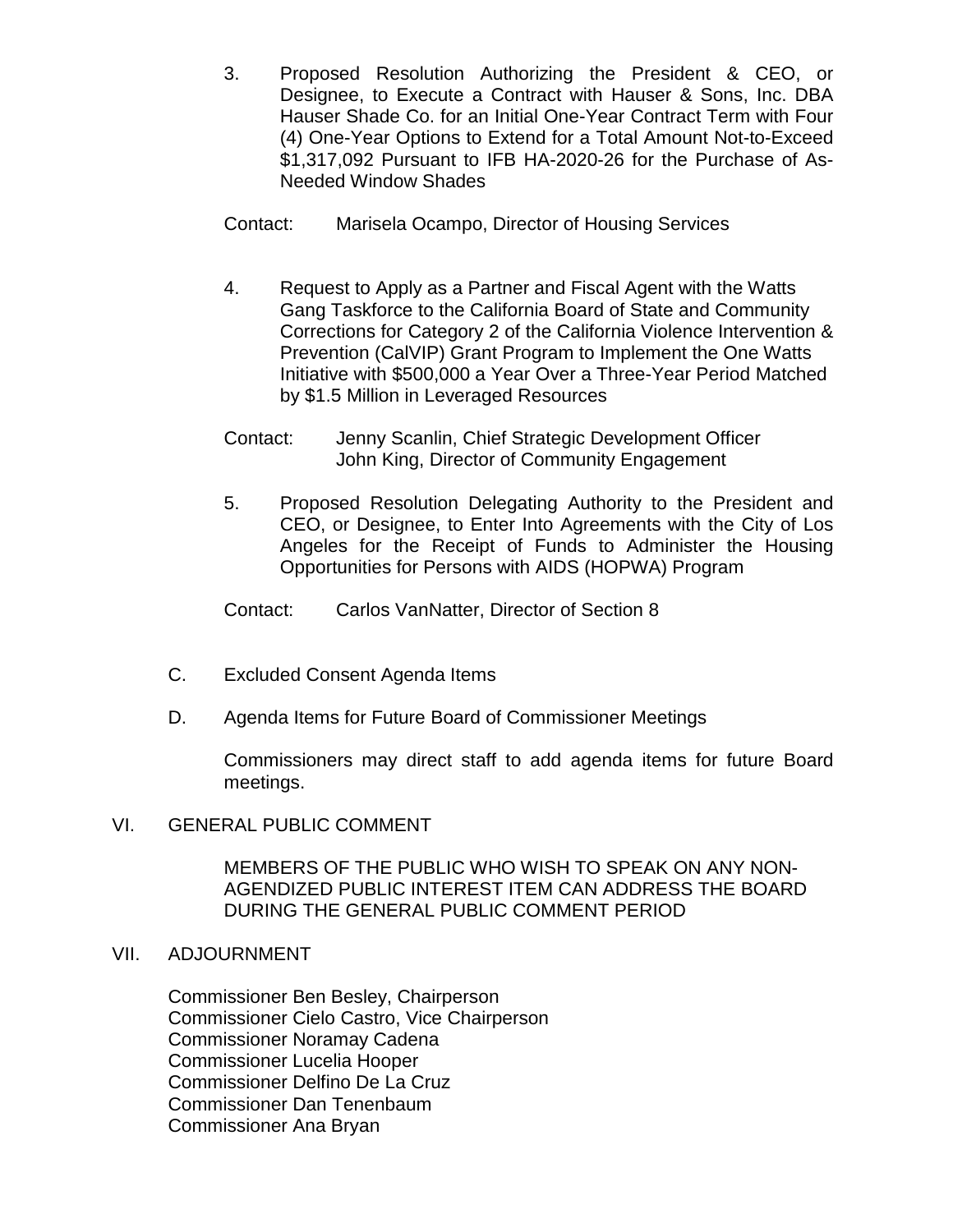3. Proposed Resolution Authorizing the President & CEO, or Designee, to Execute a Contract with Hauser & Sons, Inc. DBA Hauser Shade Co. for an Initial One-Year Contract Term with Four (4) One-Year Options to Extend for a Total Amount Not-to-Exceed $1,317,092 Pursuant to IFB HA-2020-26 for the Purchase of As-Needed Window Shades

   Contact: Marisela Ocampo, Director of Housing Services

4. Request to Apply as a Partner and Fiscal Agent with the Watts Gang Taskforce to the California Board of State and Community Corrections for Category 2 of the California Violence Intervention & Prevention (CalVIP) Grant Program to Implement the One Watts Initiative with $500,000 a Year Over a Three-Year Period Matched by $1.5 Million in Leveraged Resources

   Contact: Jenny Scanlin, Chief Strategic Development Officer
   John King, Director of Community Engagement

5. Proposed Resolution Delegating Authority to the President and CEO, or Designee, to Enter Into Agreements with the City of Los Angeles for the Receipt of Funds to Administer the Housing Opportunities for Persons with AIDS (HOPWA) Program

   Contact: Carlos VanNatter, Director of Section 8

C. Excluded Consent Agenda Items

D. Agenda Items for Future Board of Commissioner Meetings

   Commissioners may direct staff to add agenda items for future Board meetings.

## VI. GENERAL PUBLIC COMMENT

MEMBERS OF THE PUBLIC WHO WISH TO SPEAK ON ANY NON-AGENDIZED PUBLIC INTEREST ITEM CAN ADDRESS THE BOARD DURING THE GENERAL PUBLIC COMMENT PERIOD

## VII. ADJOURNMENT

Commissioner Ben Besley, Chairperson
Commissioner Cielo Castro, Vice Chairperson
Commissioner Noramay Cadena
Commissioner Lucelia Hooper
Commissioner Delfino De La Cruz
Commissioner Dan Tenenbaum
Commissioner Ana Bryan